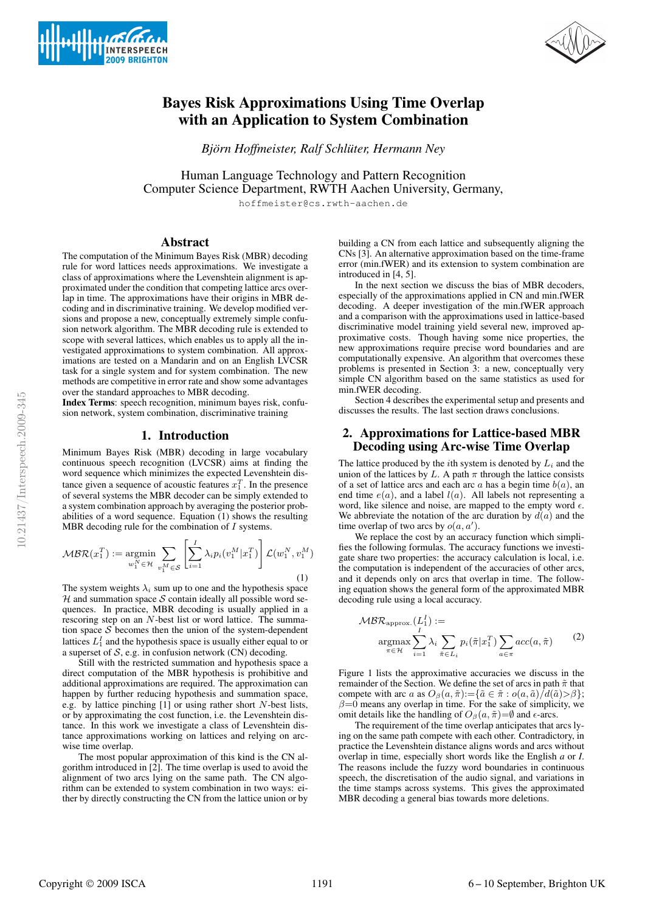# Bayes Risk Approximations Using Time Overlap with an Application to System Combination

*Björn Hoffmeister, Ralf Schlüter, Hermann Ney*

Human Language Technology and Pattern Recognition
Computer Science Department, RWTH Aachen University, Germany,

hoffmeister@cs.rwth-aachen.de

## Abstract

The computation of the Minimum Bayes Risk (MBR) decoding rule for word lattices needs approximations. We investigate a class of approximations where the Levenshtein alignment is approximated under the condition that competing lattice arcs overlap in time. The approximations have their origins in MBR decoding and in discriminative training. We develop modified versions and propose a new, conceptually extremely simple confusion network algorithm. The MBR decoding rule is extended to scope with several lattices, which enables us to apply all the investigated approximations to system combination. All approximations are tested on a Mandarin and on an English LVCSR task for a single system and for system combination. The new methods are competitive in error rate and show some advantages over the standard approaches to MBR decoding.

**Index Terms**: speech recognition, minimum bayes risk, confusion network, system combination, discriminative training

## 1. Introduction

Minimum Bayes Risk (MBR) decoding in large vocabulary continuous speech recognition (LVCSR) aims at finding the word sequence which minimizes the expected Levenshtein distance given a sequence of acoustic features $x_1^T$. In the presence of several systems the MBR decoder can be simply extended to a system combination approach by averaging the posterior probabilities of a word sequence. Equation (1) shows the resulting MBR decoding rule for the combination of $I$ systems.

$$\mathcal{MBR}(x_1^T) := \underset{w_1^N \in \mathcal{H}}{\operatorname{argmin}} \sum_{v_1^M \in \mathcal{S}} \left[ \sum_{i=1}^{I} \lambda_i p_i(v_1^M | x_1^T) \right] \mathcal{L}(w_1^N, v_1^M) \tag{1}$$

The system weights $\lambda_i$ sum up to one and the hypothesis space $\mathcal{H}$ and summation space $\mathcal{S}$ contain ideally all possible word sequences. In practice, MBR decoding is usually applied in a rescoring step on an $N$-best list or word lattice. The summation space $\mathcal{S}$ becomes then the union of the system-dependent lattices $L_1^I$ and the hypothesis space is usually either equal to or a superset of $\mathcal{S}$, e.g. in confusion network (CN) decoding.

Still with the restricted summation and hypothesis space a direct computation of the MBR hypothesis is prohibitive and additional approximations are required. The approximation can happen by further reducing hypothesis and summation space, e.g. by lattice pinching [1] or using rather short $N$-best lists, or by approximating the cost function, i.e. the Levenshtein distance. In this work we investigate a class of Levenshtein distance approximations working on lattices and relying on arc-wise time overlap.

The most popular approximation of this kind is the CN algorithm introduced in [2]. The time overlap is used to avoid the alignment of two arcs lying on the same path. The CN algorithm can be extended to system combination in two ways: either by directly constructing the CN from the lattice union or by building a CN from each lattice and subsequently aligning the CNs [3]. An alternative approximation based on the time-frame error (min.fWER) and its extension to system combination are introduced in [4, 5].

In the next section we discuss the bias of MBR decoders, especially of the approximations applied in CN and min.fWER decoding. A deeper investigation of the min.fWER approach and a comparison with the approximations used in lattice-based discriminative model training yield several new, improved approximative costs. Though having some nice properties, the new approximations require precise word boundaries and are computationally expensive. An algorithm that overcomes these problems is presented in Section 3: a new, conceptually very simple CN algorithm based on the same statistics as used for min.fWER decoding.

Section 4 describes the experimental setup and presents and discusses the results. The last section draws conclusions.

## 2. Approximations for Lattice-based MBR Decoding using Arc-wise Time Overlap

The lattice produced by the $i$th system is denoted by $L_i$ and the union of the lattices by $L$. A path $\pi$ through the lattice consists of a set of lattice arcs and each arc $a$ has a begin time $b(a)$, an end time $e(a)$, and a label $l(a)$. All labels not representing a word, like silence and noise, are mapped to the empty word $\epsilon$. We abbreviate the notation of the arc duration by $d(a)$ and the time overlap of two arcs by $o(a, a')$.

We replace the cost by an accuracy function which simplifies the following formulas. The accuracy functions we investigate share two properties: the accuracy calculation is local, i.e. the computation is independent of the accuracies of other arcs, and it depends only on arcs that overlap in time. The following equation shows the general form of the approximated MBR decoding rule using a local accuracy.

$$\mathcal{MBR}_{\text{approx.}}(L_1^I) := \underset{\pi \in \mathcal{H}}{\operatorname{argmax}} \sum_{i=1}^{I} \lambda_i \sum_{\tilde{\pi} \in L_i} p_i(\tilde{\pi} | x_1^T) \sum_{a \in \pi} acc(a, \tilde{\pi}) \tag{2}$$

Figure 1 lists the approximative accuracies we discuss in the remainder of the Section. We define the set of arcs in path $\tilde{\pi}$ that compete with arc $a$ as $O_\beta(a, \tilde{\pi}) := \{\tilde{a} \in \tilde{\pi} : o(a, \tilde{a})/d(\tilde{a}) > \beta\}$; $\beta = 0$ means any overlap in time. For the sake of simplicity, we omit details like the handling of $O_\beta(a, \tilde{\pi}) = \emptyset$ and $\epsilon$-arcs.

The requirement of the time overlap anticipates that arcs lying on the same path compete with each other. Contradictory, in practice the Levenshtein distance aligns words and arcs without overlap in time, especially short words like the English *a* or *I*. The reasons include the fuzzy word boundaries in continuous speech, the discretisation of the audio signal, and variations in the time stamps across systems. This gives the approximated MBR decoding a general bias towards more deletions.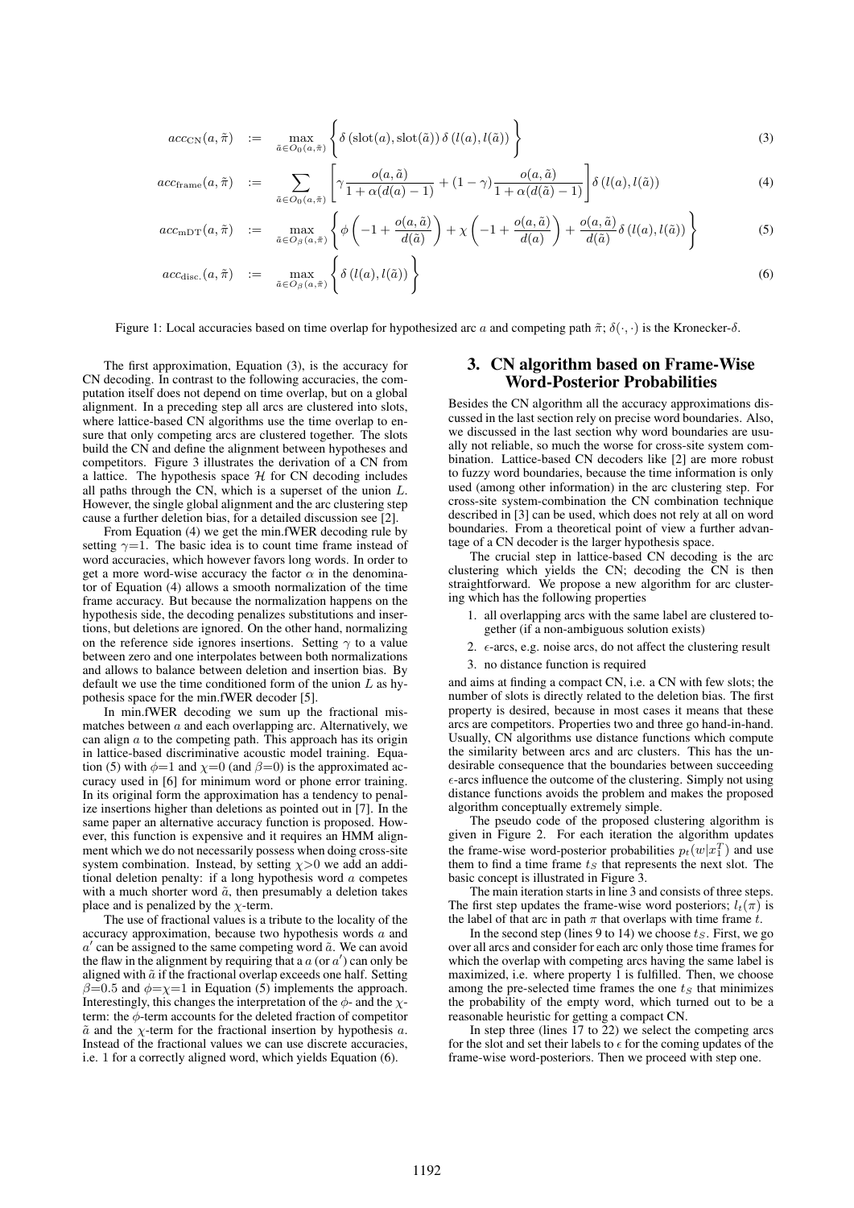$$acc_{\text{CN}}(a, \tilde{\pi}) \quad := \quad \max_{\tilde{a} \in O_0(a, \tilde{\pi})} \left\{ \delta\left(\text{slot}(a), \text{slot}(\tilde{a})\right) \delta\left(l(a), l(\tilde{a})\right) \right\} \tag{3}$$

$$acc_{\text{frame}}(a, \tilde{\pi}) \quad := \quad \sum_{\tilde{a} \in O_0(a, \tilde{\pi})} \left[ \gamma \frac{o(a, \tilde{a})}{1 + \alpha(d(a) - 1)} + (1 - \gamma) \frac{o(a, \tilde{a})}{1 + \alpha(d(\tilde{a}) - 1)} \right] \delta\left(l(a), l(\tilde{a})\right) \tag{4}$$

$$acc_{\text{mDT}}(a, \tilde{\pi}) \quad := \quad \max_{\tilde{a} \in O_\beta(a, \tilde{\pi})} \left\{ \phi \left( -1 + \frac{o(a, \tilde{a})}{d(\tilde{a})} \right) + \chi \left( -1 + \frac{o(a, \tilde{a})}{d(a)} \right) + \frac{o(a, \tilde{a})}{d(\tilde{a})} \delta\left(l(a), l(\tilde{a})\right) \right\} \tag{5}$$

$$acc_{\text{disc.}}(a, \tilde{\pi}) \quad := \quad \max_{\tilde{a} \in O_\beta(a, \tilde{\pi})} \left\{ \delta\left(l(a), l(\tilde{a})\right) \right\} \tag{6}$$

Figure 1: Local accuracies based on time overlap for hypothesized arc $a$ and competing path $\tilde{\pi}$; $\delta(\cdot, \cdot)$ is the Kronecker-$\delta$.

The first approximation, Equation (3), is the accuracy for CN decoding. In contrast to the following accuracies, the computation itself does not depend on time overlap, but on a global alignment. In a preceding step all arcs are clustered into slots, where lattice-based CN algorithms use the time overlap to ensure that only competing arcs are clustered together. The slots build the CN and define the alignment between hypotheses and competitors. Figure 3 illustrates the derivation of a CN from a lattice. The hypothesis space $\mathcal{H}$ for CN decoding includes all paths through the CN, which is a superset of the union $L$. However, the single global alignment and the arc clustering step cause a further deletion bias, for a detailed discussion see [2].

From Equation (4) we get the min.fWER decoding rule by setting $\gamma$=1. The basic idea is to count time frame instead of word accuracies, which however favors long words. In order to get a more word-wise accuracy the factor $\alpha$ in the denominator of Equation (4) allows a smooth normalization of the time frame accuracy. But because the normalization happens on the hypothesis side, the decoding penalizes substitutions and insertions, but deletions are ignored. On the other hand, normalizing on the reference side ignores insertions. Setting $\gamma$ to a value between zero and one interpolates between both normalizations and allows to balance between deletion and insertion bias. By default we use the time conditioned form of the union $L$ as hypothesis space for the min.fWER decoder [5].

In min.fWER decoding we sum up the fractional mismatches between $a$ and each overlapping arc. Alternatively, we can align $a$ to the competing path. This approach has its origin in lattice-based discriminative acoustic model training. Equation (5) with $\phi$=1 and $\chi$=0 (and $\beta$=0) is the approximated accuracy used in [6] for minimum word or phone error training. In its original form the approximation has a tendency to penalize insertions higher than deletions as pointed out in [7]. In the same paper an alternative accuracy function is proposed. However, this function is expensive and it requires an HMM alignment which we do not necessarily possess when doing cross-site system combination. Instead, by setting $\chi$>0 we add an additional deletion penalty: if a long hypothesis word $a$ competes with a much shorter word $\tilde{a}$, then presumably a deletion takes place and is penalized by the $\chi$-term.

The use of fractional values is a tribute to the locality of the accuracy approximation, because two hypothesis words $a$ and $a'$ can be assigned to the same competing word $\tilde{a}$. We can avoid the flaw in the alignment by requiring that a $a$ (or $a'$) can only be aligned with $\tilde{a}$ if the fractional overlap exceeds one half. Setting $\beta$=0.5 and $\phi$=$\chi$=1 in Equation (5) implements the approach. Interestingly, this changes the interpretation of the $\phi$- and the $\chi$-term: the $\phi$-term accounts for the deleted fraction of competitor $\tilde{a}$ and the $\chi$-term for the fractional insertion by hypothesis $a$. Instead of the fractional values we can use discrete accuracies, i.e. 1 for a correctly aligned word, which yields Equation (6).

## 3. CN algorithm based on Frame-Wise Word-Posterior Probabilities

Besides the CN algorithm all the accuracy approximations discussed in the last section rely on precise word boundaries. Also, we discussed in the last section why word boundaries are usually not reliable, so much the worse for cross-site system combination. Lattice-based CN decoders like [2] are more robust to fuzzy word boundaries, because the time information is only used (among other information) in the arc clustering step. For cross-site system-combination the CN combination technique described in [3] can be used, which does not rely at all on word boundaries. From a theoretical point of view a further advantage of a CN decoder is the larger hypothesis space.

The crucial step in lattice-based CN decoding is the arc clustering which yields the CN; decoding the CN is then straightforward. We propose a new algorithm for arc clustering which has the following properties

1. all overlapping arcs with the same label are clustered together (if a non-ambiguous solution exists)
2. $\epsilon$-arcs, e.g. noise arcs, do not affect the clustering result
3. no distance function is required

and aims at finding a compact CN, i.e. a CN with few slots; the number of slots is directly related to the deletion bias. The first property is desired, because in most cases it means that these arcs are competitors. Properties two and three go hand-in-hand. Usually, CN algorithms use distance functions which compute the similarity between arcs and arc clusters. This has the undesirable consequence that the boundaries between succeeding $\epsilon$-arcs influence the outcome of the clustering. Simply not using distance functions avoids the problem and makes the proposed algorithm conceptually extremely simple.

The pseudo code of the proposed clustering algorithm is given in Figure 2. For each iteration the algorithm updates the frame-wise word-posterior probabilities $p_t(w|x_1^T)$ and use them to find a time frame $t_S$ that represents the next slot. The basic concept is illustrated in Figure 3.

The main iteration starts in line 3 and consists of three steps. The first step updates the frame-wise word posteriors; $l_t(\pi)$ is the label of that arc in path $\pi$ that overlaps with time frame $t$.

In the second step (lines 9 to 14) we choose $t_S$. First, we go over all arcs and consider for each arc only those time frames for which the overlap with competing arcs having the same label is maximized, i.e. where property 1 is fulfilled. Then, we choose among the pre-selected time frames the one $t_S$ that minimizes the probability of the empty word, which turned out to be a reasonable heuristic for getting a compact CN.

In step three (lines 17 to 22) we select the competing arcs for the slot and set their labels to $\epsilon$ for the coming updates of the frame-wise word-posteriors. Then we proceed with step one.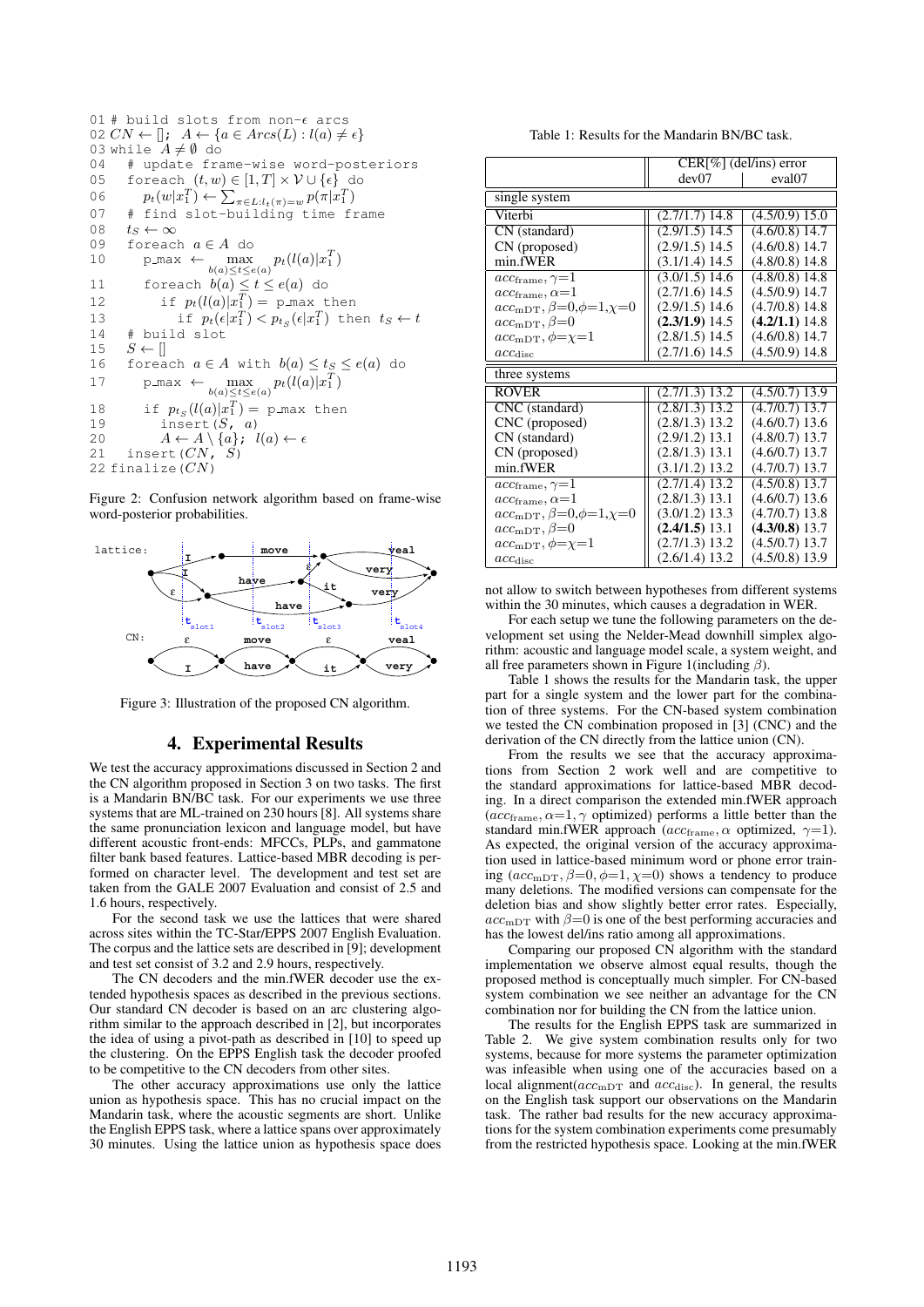```
01 # build slots from non-ε arcs
02 CN ← []; A ← {a ∈ Arcs(L) : l(a) ≠ ε}
03 while A ≠ ∅ do
04   # update frame-wise word-posteriors
05   foreach (t,w) ∈ [1,T] × V ∪ {ε} do
06     p_t(w|x_1^T) ← Σ_{π∈L:l_t(π)=w} p(π|x_1^T)
07   # find slot-building time frame
08   t_S ← ∞
09   foreach a ∈ A do
10     p_max ← max_{b(a)≤t≤e(a)} p_t(l(a)|x_1^T)
11     foreach b(a) ≤ t ≤ e(a) do
12       if p_t(l(a)|x_1^T) = p_max then
13         if p_t(ε|x_1^T) < p_{t_S}(ε|x_1^T) then t_S ← t
14   # build slot
15   S ← []
16   foreach a ∈ A with b(a) ≤ t_S ≤ e(a) do
17     p_max ← max_{b(a)≤t≤e(a)} p_t(l(a)|x_1^T)
18     if p_{t_S}(l(a)|x_1^T) = p_max then
19       insert(S, a)
20       A ← A \ {a}; l(a) ← ε
21   insert(CN, S)
22 finalize(CN)
```

Figure 2: Confusion network algorithm based on frame-wise word-posterior probabilities.

Figure 3: Illustration of the proposed CN algorithm.

## 4. Experimental Results

We test the accuracy approximations discussed in Section 2 and the CN algorithm proposed in Section 3 on two tasks. The first is a Mandarin BN/BC task. For our experiments we use three systems that are ML-trained on 230 hours [8]. All systems share the same pronunciation lexicon and language model, but have different acoustic front-ends: MFCCs, PLPs, and gammatone filter bank based features. Lattice-based MBR decoding is performed on character level. The development and test set are taken from the GALE 2007 Evaluation and consist of 2.5 and 1.6 hours, respectively.

For the second task we use the lattices that were shared across sites within the TC-Star/EPPS 2007 English Evaluation. The corpus and the lattice sets are described in [9]; development and test set consist of 3.2 and 2.9 hours, respectively.

The CN decoders and the min.fWER decoder use the extended hypothesis spaces as described in the previous sections. Our standard CN decoder is based on an arc clustering algorithm similar to the approach described in [2], but incorporates the idea of using a pivot-path as described in [10] to speed up the clustering. On the EPPS English task the decoder proofed to be competitive to the CN decoders from other sites.

The other accuracy approximations use only the lattice union as hypothesis space. This has no crucial impact on the Mandarin task, where the acoustic segments are short. Unlike the English EPPS task, where a lattice spans over approximately 30 minutes. Using the lattice union as hypothesis space does not allow to switch between hypotheses from different systems within the 30 minutes, which causes a degradation in WER.

For each setup we tune the following parameters on the development set using the Nelder-Mead downhill simplex algorithm: acoustic and language model scale, a system weight, and all free parameters shown in Figure 1(including $\beta$).

Table 1: Results for the Mandarin BN/BC task.

| | CER[%] (del/ins) error | |
|---|---|---|
| | dev07 | eval07 |
| **single system** | | |
| Viterbi | (2.7/1.7) 14.8 | (4.5/0.9) 15.0 |
| CN (standard) | (2.9/1.5) 14.5 | (4.6/0.8) 14.7 |
| CN (proposed) | (2.9/1.5) 14.5 | (4.6/0.8) 14.7 |
| min.fWER | (3.1/1.4) 14.5 | (4.8/0.8) 14.8 |
| $acc_{\text{frame}}, \gamma$=1 | (3.0/1.5) 14.6 | (4.8/0.8) 14.8 |
| $acc_{\text{frame}}, \alpha$=1 | (2.7/1.6) 14.5 | (4.5/0.9) 14.7 |
| $acc_{\text{mDT}}, \beta$=0,$\phi$=1,$\chi$=0 | (2.9/1.5) 14.6 | (4.7/0.8) 14.8 |
| $acc_{\text{mDT}}, \beta$=0 | **(2.3/1.9)** 14.5 | **(4.2/1.1)** 14.8 |
| $acc_{\text{mDT}}, \phi$=$\chi$=1 | (2.8/1.5) 14.5 | (4.6/0.8) 14.7 |
| $acc_{\text{disc}}$ | (2.7/1.6) 14.5 | (4.5/0.9) 14.8 |
| **three systems** | | |
| ROVER | (2.7/1.3) 13.2 | (4.5/0.7) 13.9 |
| CNC (standard) | (2.8/1.3) 13.2 | (4.7/0.7) 13.7 |
| CNC (proposed) | (2.8/1.3) 13.2 | (4.6/0.7) 13.6 |
| CN (standard) | (2.9/1.2) 13.1 | (4.8/0.7) 13.7 |
| CN (proposed) | (2.8/1.3) 13.1 | (4.6/0.7) 13.7 |
| min.fWER | (3.1/1.2) 13.2 | (4.7/0.7) 13.7 |
| $acc_{\text{frame}}, \gamma$=1 | (2.7/1.4) 13.2 | (4.5/0.8) 13.7 |
| $acc_{\text{frame}}, \alpha$=1 | (2.8/1.3) 13.1 | (4.6/0.7) 13.6 |
| $acc_{\text{mDT}}, \beta$=0,$\phi$=1,$\chi$=0 | (3.0/1.2) 13.3 | (4.7/0.7) 13.8 |
| $acc_{\text{mDT}}, \beta$=0 | **(2.4/1.5)** 13.1 | **(4.3/0.8)** 13.7 |
| $acc_{\text{mDT}}, \phi$=$\chi$=1 | (2.7/1.3) 13.2 | (4.5/0.7) 13.7 |
| $acc_{\text{disc}}$ | (2.6/1.4) 13.2 | (4.5/0.8) 13.9 |

Table 1 shows the results for the Mandarin task, the upper part for a single system and the lower part for the combination of three systems. For the CN-based system combination we tested the CN combination proposed in [3] (CNC) and the derivation of the CN directly from the lattice union (CN).

From the results we see that the accuracy approximations from Section 2 work well and are competitive to the standard approximations for lattice-based MBR decoding. In a direct comparison the extended min.fWER approach ($acc_{\text{frame}}, \alpha$=1, $\gamma$ optimized) performs a little better than the standard min.fWER approach ($acc_{\text{frame}}, \alpha$ optimized, $\gamma$=1). As expected, the original version of the accuracy approximation used in lattice-based minimum word or phone error training ($acc_{\text{mDT}}, \beta$=0, $\phi$=1, $\chi$=0) shows a tendency to produce many deletions. The modified versions can compensate for the deletion bias and show slightly better error rates. Especially, $acc_{\text{mDT}}$ with $\beta$=0 is one of the best performing accuracies and has the lowest del/ins ratio among all approximations.

Comparing our proposed CN algorithm with the standard implementation we observe almost equal results, though the proposed method is conceptually much simpler. For CN-based system combination we see neither an advantage for the CN combination nor for building the CN from the lattice union.

The results for the English EPPS task are summarized in Table 2. We give system combination results only for two systems, because for more systems the parameter optimization was infeasible when using one of the accuracies based on a local alignment($acc_{\text{mDT}}$ and $acc_{\text{disc}}$). In general, the results on the English task support our observations on the Mandarin task. The rather bad results for the new accuracy approximations for the system combination experiments come presumably from the restricted hypothesis space. Looking at the min.fWER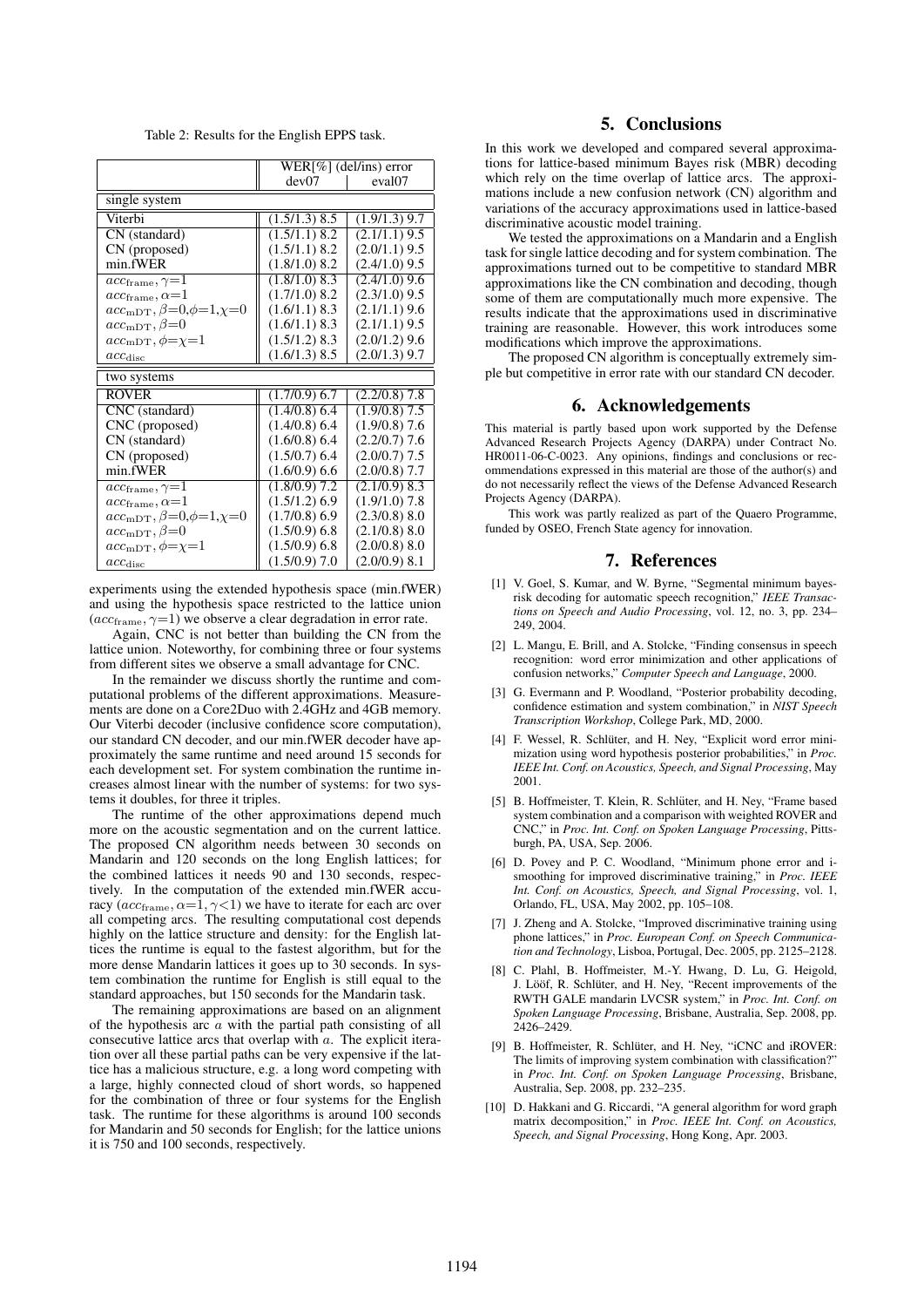Table 2: Results for the English EPPS task.

| | WER[%] (del/ins) error | |
|---|---|---|
| | dev07 | eval07 |
| single system | | |
| Viterbi | (1.5/1.3) 8.5 | (1.9/1.3) 9.7 |
| CN (standard) | (1.5/1.1) 8.2 | (2.1/1.1) 9.5 |
| CN (proposed) | (1.5/1.1) 8.2 | (2.0/1.1) 9.5 |
| min.fWER | (1.8/1.0) 8.2 | (2.4/1.0) 9.5 |
| $acc_{\text{frame}}, \gamma{=}1$ | (1.8/1.0) 8.3 | (2.4/1.0) 9.6 |
| $acc_{\text{frame}}, \alpha{=}1$ | (1.7/1.0) 8.2 | (2.3/1.0) 9.5 |
| $acc_{\text{mDT}}, \beta{=}0, \phi{=}1, \chi{=}0$ | (1.6/1.1) 8.3 | (2.1/1.1) 9.6 |
| $acc_{\text{mDT}}, \beta{=}0$ | (1.6/1.1) 8.3 | (2.1/1.1) 9.5 |
| $acc_{\text{mDT}}, \phi{=}\chi{=}1$ | (1.5/1.2) 8.3 | (2.0/1.2) 9.6 |
| $acc_{\text{disc}}$ | (1.6/1.3) 8.5 | (2.0/1.3) 9.7 |
| two systems | | |
| ROVER | (1.7/0.9) 6.7 | (2.2/0.8) 7.8 |
| CNC (standard) | (1.4/0.8) 6.4 | (1.9/0.8) 7.5 |
| CNC (proposed) | (1.4/0.8) 6.4 | (1.9/0.8) 7.6 |
| CN (standard) | (1.6/0.8) 6.4 | (2.2/0.7) 7.6 |
| CN (proposed) | (1.5/0.7) 6.4 | (2.0/0.7) 7.5 |
| min.fWER | (1.6/0.9) 6.6 | (2.0/0.8) 7.7 |
| $acc_{\text{frame}}, \gamma{=}1$ | (1.8/0.9) 7.2 | (2.1/0.9) 8.3 |
| $acc_{\text{frame}}, \alpha{=}1$ | (1.5/1.2) 6.9 | (1.9/1.0) 7.8 |
| $acc_{\text{mDT}}, \beta{=}0, \phi{=}1, \chi{=}0$ | (1.7/0.8) 6.9 | (2.3/0.8) 8.0 |
| $acc_{\text{mDT}}, \beta{=}0$ | (1.5/0.9) 6.8 | (2.1/0.8) 8.0 |
| $acc_{\text{mDT}}, \phi{=}\chi{=}1$ | (1.5/0.9) 6.8 | (2.0/0.8) 8.0 |
| $acc_{\text{disc}}$ | (1.5/0.9) 7.0 | (2.0/0.9) 8.1 |

experiments using the extended hypothesis space (min.fWER) and using the hypothesis space restricted to the lattice union ($acc_{\text{frame}}, \gamma{=}1$) we observe a clear degradation in error rate.

Again, CNC is not better than building the CN from the lattice union. Noteworthy, for combining three or four systems from different sites we observe a small advantage for CNC.

In the remainder we discuss shortly the runtime and computational problems of the different approximations. Measurements are done on a Core2Duo with 2.4GHz and 4GB memory. Our Viterbi decoder (inclusive confidence score computation), our standard CN decoder, and our min.fWER decoder have approximately the same runtime and need around 15 seconds for each development set. For system combination the runtime increases almost linear with the number of systems: for two systems it doubles, for three it triples.

The runtime of the other approximations depend much more on the acoustic segmentation and on the current lattice. The proposed CN algorithm needs between 30 seconds on Mandarin and 120 seconds on the long English lattices; for the combined lattices it needs 90 and 130 seconds, respectively. In the computation of the extended min.fWER accuracy ($acc_{\text{frame}}, \alpha{=}1, \gamma{<}1$) we have to iterate for each arc over all competing arcs. The resulting computational cost depends highly on the lattice structure and density: for the English lattices the runtime is equal to the fastest algorithm, but for the more dense Mandarin lattices it goes up to 30 seconds. In system combination the runtime for English is still equal to the standard approaches, but 150 seconds for the Mandarin task.

The remaining approximations are based on an alignment of the hypothesis arc $a$ with the partial path consisting of all consecutive lattice arcs that overlap with $a$. The explicit iteration over all these partial paths can be very expensive if the lattice has a malicious structure, e.g. a long word competing with a large, highly connected cloud of short words, so happened for the combination of three or four systems for the English task. The runtime for these algorithms is around 100 seconds for Mandarin and 50 seconds for English; for the lattice unions it is 750 and 100 seconds, respectively.

## 5. Conclusions

In this work we developed and compared several approximations for lattice-based minimum Bayes risk (MBR) decoding which rely on the time overlap of lattice arcs. The approximations include a new confusion network (CN) algorithm and variations of the accuracy approximations used in lattice-based discriminative acoustic model training.

We tested the approximations on a Mandarin and a English task for single lattice decoding and for system combination. The approximations turned out to be competitive to standard MBR approximations like the CN combination and decoding, though some of them are computationally much more expensive. The results indicate that the approximations used in discriminative training are reasonable. However, this work introduces some modifications which improve the approximations.

The proposed CN algorithm is conceptually extremely simple but competitive in error rate with our standard CN decoder.

## 6. Acknowledgements

This material is partly based upon work supported by the Defense Advanced Research Projects Agency (DARPA) under Contract No. HR0011-06-C-0023. Any opinions, findings and conclusions or recommendations expressed in this material are those of the author(s) and do not necessarily reflect the views of the Defense Advanced Research Projects Agency (DARPA).

This work was partly realized as part of the Quaero Programme, funded by OSEO, French State agency for innovation.

## 7. References

[1] V. Goel, S. Kumar, and W. Byrne, "Segmental minimum bayes-risk decoding for automatic speech recognition," *IEEE Transactions on Speech and Audio Processing*, vol. 12, no. 3, pp. 234–249, 2004.

[2] L. Mangu, E. Brill, and A. Stolcke, "Finding consensus in speech recognition: word error minimization and other applications of confusion networks," *Computer Speech and Language*, 2000.

[3] G. Evermann and P. Woodland, "Posterior probability decoding, confidence estimation and system combination," in *NIST Speech Transcription Workshop*, College Park, MD, 2000.

[4] F. Wessel, R. Schlüter, and H. Ney, "Explicit word error minimization using word hypothesis posterior probabilities," in *Proc. IEEE Int. Conf. on Acoustics, Speech, and Signal Processing*, May 2001.

[5] B. Hoffmeister, T. Klein, R. Schlüter, and H. Ney, "Frame based system combination and a comparison with weighted ROVER and CNC," in *Proc. Int. Conf. on Spoken Language Processing*, Pittsburgh, PA, USA, Sep. 2006.

[6] D. Povey and P. C. Woodland, "Minimum phone error and i-smoothing for improved discriminative training," in *Proc. IEEE Int. Conf. on Acoustics, Speech, and Signal Processing*, vol. 1, Orlando, FL, USA, May 2002, pp. 105–108.

[7] J. Zheng and A. Stolcke, "Improved discriminative training using phone lattices," in *Proc. European Conf. on Speech Communication and Technology*, Lisboa, Portugal, Dec. 2005, pp. 2125–2128.

[8] C. Plahl, B. Hoffmeister, M.-Y. Hwang, D. Lu, G. Heigold, J. Lööf, R. Schlüter, and H. Ney, "Recent improvements of the RWTH GALE mandarin LVCSR system," in *Proc. Int. Conf. on Spoken Language Processing*, Brisbane, Australia, Sep. 2008, pp. 2426–2429.

[9] B. Hoffmeister, R. Schlüter, and H. Ney, "iCNC and iROVER: The limits of improving system combination with classification?" in *Proc. Int. Conf. on Spoken Language Processing*, Brisbane, Australia, Sep. 2008, pp. 232–235.

[10] D. Hakkani and G. Riccardi, "A general algorithm for word graph matrix decomposition," in *Proc. IEEE Int. Conf. on Acoustics, Speech, and Signal Processing*, Hong Kong, Apr. 2003.